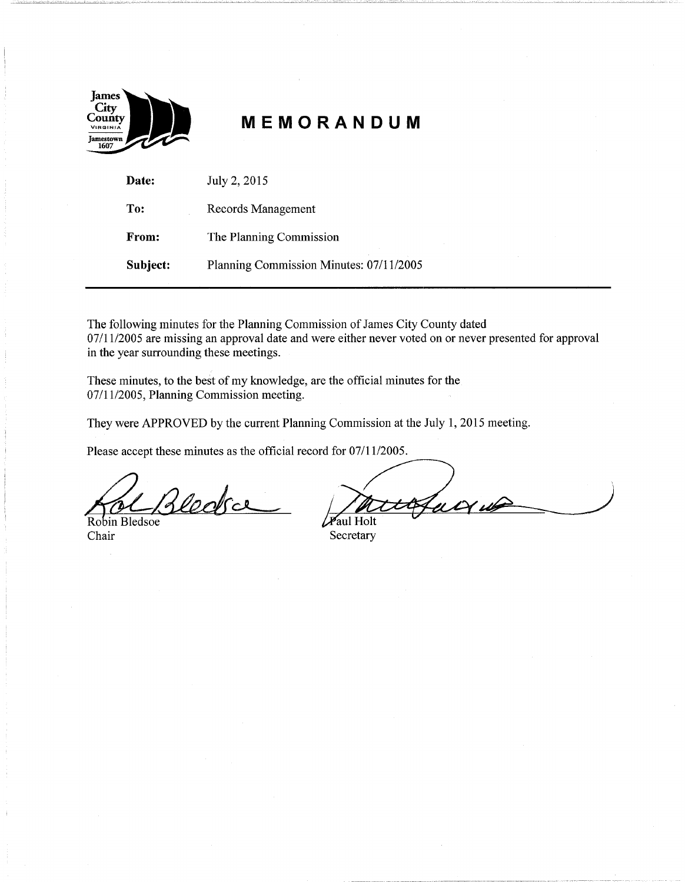James City County VIRGINIA Jamestown 1607

# MEMORANDUM

| | |
|---|---|
| **Date:** | July 2, 2015 |
| **To:** | Records Management |
| **From:** | The Planning Commission |
| **Subject:** | Planning Commission Minutes: 07/11/2005 |

---

The following minutes for the Planning Commission of James City County dated 07/11/2005 are missing an approval date and were either never voted on or never presented for approval in the year surrounding these meetings.

These minutes, to the best of my knowledge, are the official minutes for the 07/11/2005, Planning Commission meeting.

They were APPROVED by the current Planning Commission at the July 1, 2015 meeting.

Please accept these minutes as the official record for 07/11/2005.

Robin Bledsoe
Chair

Paul Holt
Secretary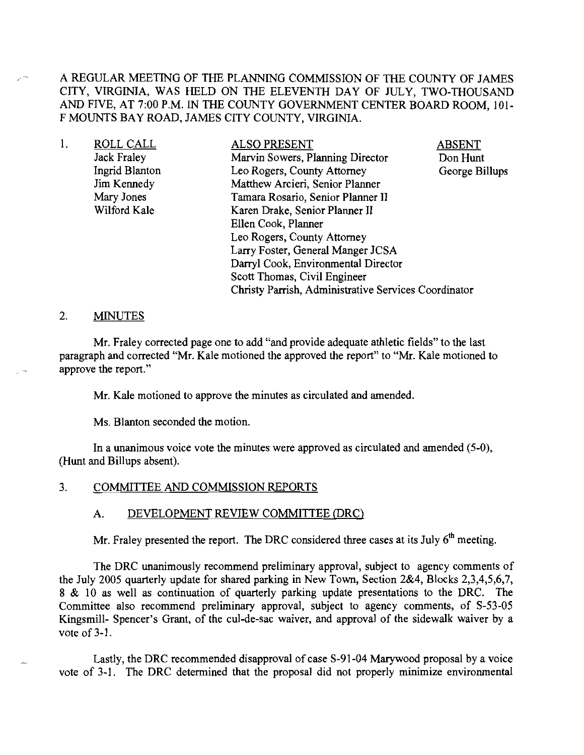A REGULAR MEETING OF THE PLANNING COMMISSION OF THE COUNTY OF JAMES CITY, VIRGINIA, WAS HELD ON THE ELEVENTH DAY OF JULY, TWO-THOUSAND AND FIVE, AT 7:00 P.M. IN THE COUNTY GOVERNMENT CENTER BOARD ROOM, 101-F MOUNTS BAY ROAD, JAMES CITY COUNTY, VIRGINIA.

1. ROLL CALL

| ROLL CALL | ALSO PRESENT | ABSENT |
|---|---|---|
| Jack Fraley | Marvin Sowers, Planning Director | Don Hunt |
| Ingrid Blanton | Leo Rogers, County Attorney | George Billups |
| Jim Kennedy | Matthew Arcieri, Senior Planner | |
| Mary Jones | Tamara Rosario, Senior Planner II | |
| Wilford Kale | Karen Drake, Senior Planner II | |
| | Ellen Cook, Planner | |
| | Leo Rogers, County Attorney | |
| | Larry Foster, General Manger JCSA | |
| | Darryl Cook, Environmental Director | |
| | Scott Thomas, Civil Engineer | |
| | Christy Parrish, Administrative Services Coordinator | |

2. MINUTES

Mr. Fraley corrected page one to add "and provide adequate athletic fields" to the last paragraph and corrected "Mr. Kale motioned the approved the report" to "Mr. Kale motioned to approve the report."

Mr. Kale motioned to approve the minutes as circulated and amended.

Ms. Blanton seconded the motion.

In a unanimous voice vote the minutes were approved as circulated and amended (5-0), (Hunt and Billups absent).

3. COMMITTEE AND COMMISSION REPORTS

A. DEVELOPMENT REVIEW COMMITTEE (DRC)

Mr. Fraley presented the report. The DRC considered three cases at its July 6th meeting.

The DRC unanimously recommend preliminary approval, subject to agency comments of the July 2005 quarterly update for shared parking in New Town, Section 2&4, Blocks 2,3,4,5,6,7, 8 & 10 as well as continuation of quarterly parking update presentations to the DRC. The Committee also recommend preliminary approval, subject to agency comments, of S-53-05 Kingsmill- Spencer's Grant, of the cul-de-sac waiver, and approval of the sidewalk waiver by a vote of 3-1.

Lastly, the DRC recommended disapproval of case S-91-04 Marywood proposal by a voice vote of 3-1. The DRC determined that the proposal did not properly minimize environmental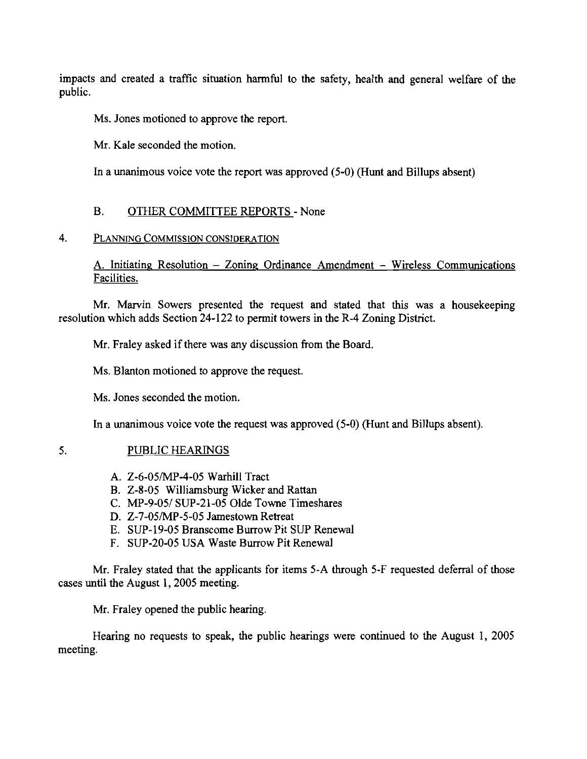impacts and created a traffic situation harmful to the safety, health and general welfare of the public.

Ms. Jones motioned to approve the report.

Mr. Kale seconded the motion.

In a unanimous voice vote the report was approved (5-0) (Hunt and Billups absent)

B. OTHER COMMITTEE REPORTS - None

4. PLANNING COMMISSION CONSIDERATION

A. Initiating Resolution – Zoning Ordinance Amendment – Wireless Communications Facilities.

Mr. Marvin Sowers presented the request and stated that this was a housekeeping resolution which adds Section 24-122 to permit towers in the R-4 Zoning District.

Mr. Fraley asked if there was any discussion from the Board.

Ms. Blanton motioned to approve the request.

Ms. Jones seconded the motion.

In a unanimous voice vote the request was approved (5-0) (Hunt and Billups absent).

5. PUBLIC HEARINGS

A. Z-6-05/MP-4-05 Warhill Tract
B. Z-8-05 Williamsburg Wicker and Rattan
C. MP-9-05/ SUP-21-05 Olde Towne Timeshares
D. Z-7-05/MP-5-05 Jamestown Retreat
E. SUP-19-05 Branscome Burrow Pit SUP Renewal
F. SUP-20-05 USA Waste Burrow Pit Renewal

Mr. Fraley stated that the applicants for items 5-A through 5-F requested deferral of those cases until the August 1, 2005 meeting.

Mr. Fraley opened the public hearing.

Hearing no requests to speak, the public hearings were continued to the August 1, 2005 meeting.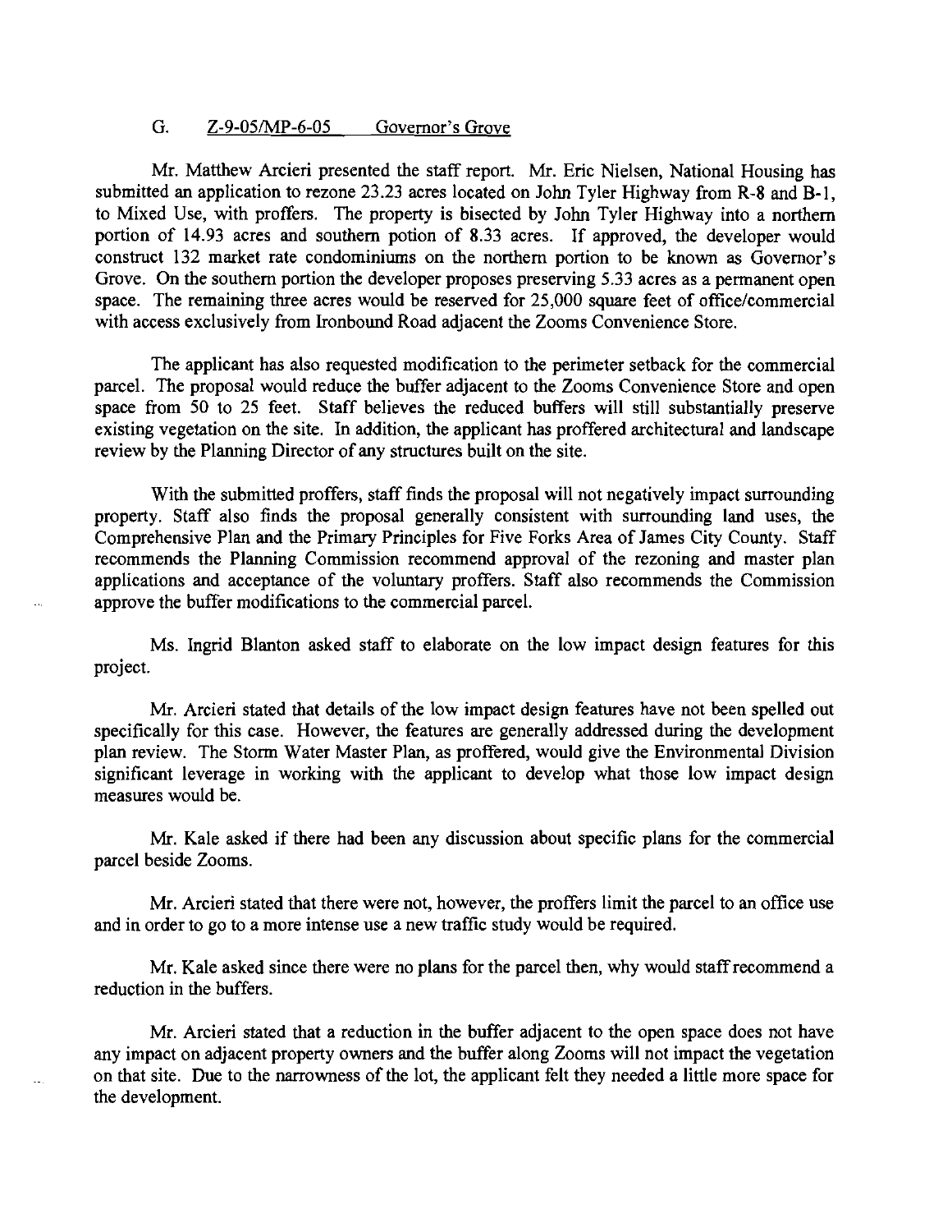G. <u>Z-9-05/MP-6-05 Governor's Grove</u>

Mr. Matthew Arcieri presented the staff report. Mr. Eric Nielsen, National Housing has submitted an application to rezone 23.23 acres located on John Tyler Highway from R-8 and B-1, to Mixed Use, with proffers. The property is bisected by John Tyler Highway into a northern portion of 14.93 acres and southern potion of 8.33 acres. If approved, the developer would construct 132 market rate condominiums on the northern portion to be known as Governor's Grove. On the southern portion the developer proposes preserving 5.33 acres as a permanent open space. The remaining three acres would be reserved for 25,000 square feet of office/commercial with access exclusively from Ironbound Road adjacent the Zooms Convenience Store.

The applicant has also requested modification to the perimeter setback for the commercial parcel. The proposal would reduce the buffer adjacent to the Zooms Convenience Store and open space from 50 to 25 feet. Staff believes the reduced buffers will still substantially preserve existing vegetation on the site. In addition, the applicant has proffered architectural and landscape review by the Planning Director of any structures built on the site.

With the submitted proffers, staff finds the proposal will not negatively impact surrounding property. Staff also finds the proposal generally consistent with surrounding land uses, the Comprehensive Plan and the Primary Principles for Five Forks Area of James City County. Staff recommends the Planning Commission recommend approval of the rezoning and master plan applications and acceptance of the voluntary proffers. Staff also recommends the Commission approve the buffer modifications to the commercial parcel.

Ms. Ingrid Blanton asked staff to elaborate on the low impact design features for this project.

Mr. Arcieri stated that details of the low impact design features have not been spelled out specifically for this case. However, the features are generally addressed during the development plan review. The Storm Water Master Plan, as proffered, would give the Environmental Division significant leverage in working with the applicant to develop what those low impact design measures would be.

Mr. Kale asked if there had been any discussion about specific plans for the commercial parcel beside Zooms.

Mr. Arcieri stated that there were not, however, the proffers limit the parcel to an office use and in order to go to a more intense use a new traffic study would be required.

Mr. Kale asked since there were no plans for the parcel then, why would staff recommend a reduction in the buffers.

Mr. Arcieri stated that a reduction in the buffer adjacent to the open space does not have any impact on adjacent property owners and the buffer along Zooms will not impact the vegetation on that site. Due to the narrowness of the lot, the applicant felt they needed a little more space for the development.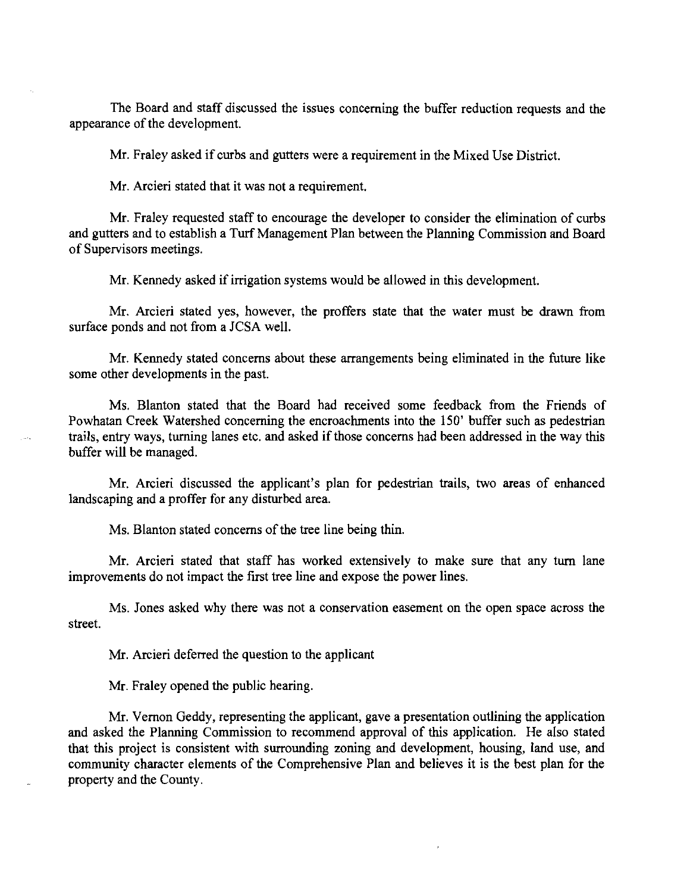The Board and staff discussed the issues concerning the buffer reduction requests and the appearance of the development.

Mr. Fraley asked if curbs and gutters were a requirement in the Mixed Use District.

Mr. Arcieri stated that it was not a requirement.

Mr. Fraley requested staff to encourage the developer to consider the elimination of curbs and gutters and to establish a Turf Management Plan between the Planning Commission and Board of Supervisors meetings.

Mr. Kennedy asked if irrigation systems would be allowed in this development.

Mr. Arcieri stated yes, however, the proffers state that the water must be drawn from surface ponds and not from a JCSA well.

Mr. Kennedy stated concerns about these arrangements being eliminated in the future like some other developments in the past.

Ms. Blanton stated that the Board had received some feedback from the Friends of Powhatan Creek Watershed concerning the encroachments into the 150' buffer such as pedestrian trails, entry ways, turning lanes etc. and asked if those concerns had been addressed in the way this buffer will be managed.

Mr. Arcieri discussed the applicant's plan for pedestrian trails, two areas of enhanced landscaping and a proffer for any disturbed area.

Ms. Blanton stated concerns of the tree line being thin.

Mr. Arcieri stated that staff has worked extensively to make sure that any turn lane improvements do not impact the first tree line and expose the power lines.

Ms. Jones asked why there was not a conservation easement on the open space across the street.

Mr. Arcieri deferred the question to the applicant

Mr. Fraley opened the public hearing.

Mr. Vernon Geddy, representing the applicant, gave a presentation outlining the application and asked the Planning Commission to recommend approval of this application. He also stated that this project is consistent with surrounding zoning and development, housing, land use, and community character elements of the Comprehensive Plan and believes it is the best plan for the property and the County.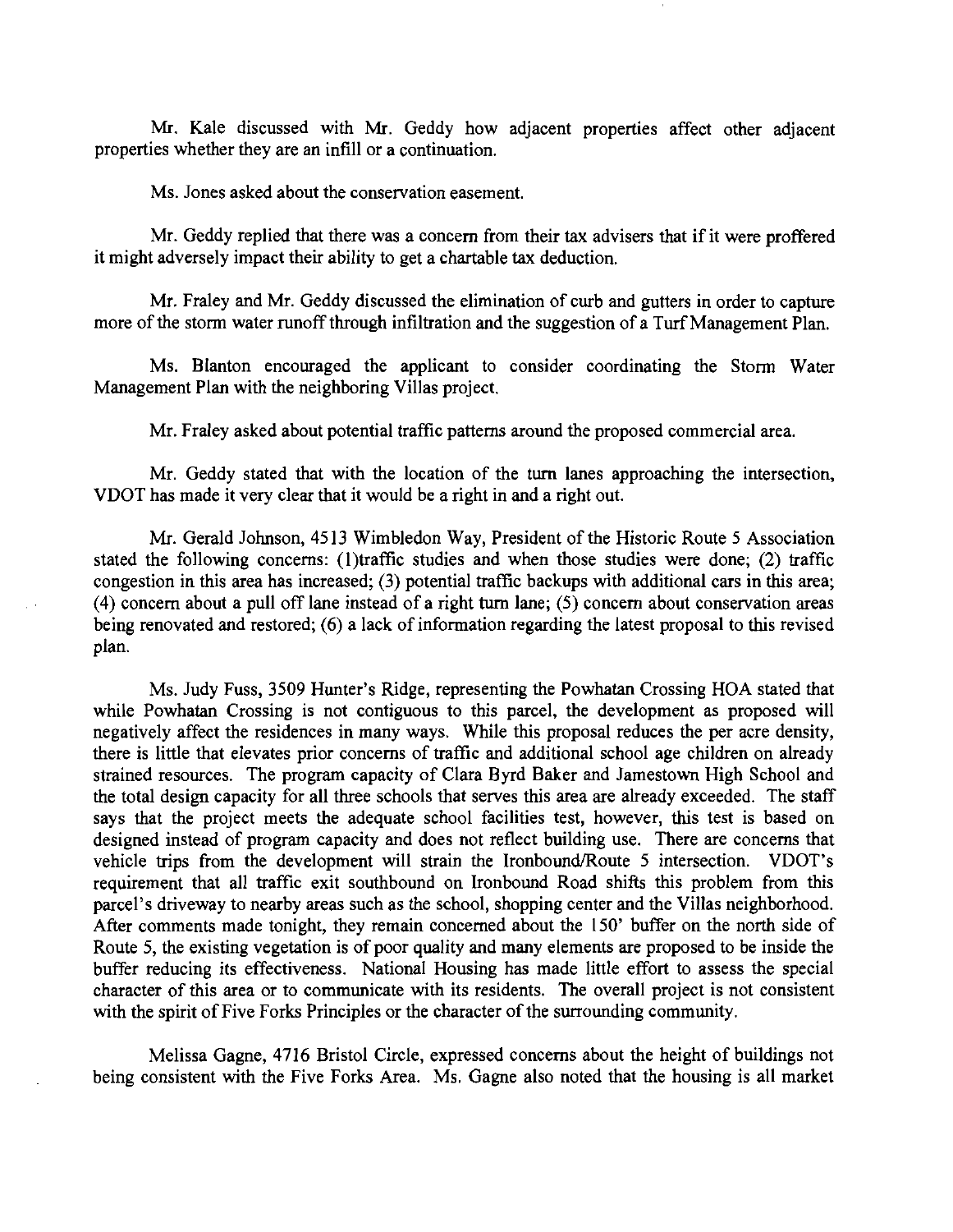Mr. Kale discussed with Mr. Geddy how adjacent properties affect other adjacent properties whether they are an infill or a continuation.

Ms. Jones asked about the conservation easement.

Mr. Geddy replied that there was a concern from their tax advisers that if it were proffered it might adversely impact their ability to get a chartable tax deduction.

Mr. Fraley and Mr. Geddy discussed the elimination of curb and gutters in order to capture more of the storm water runoff through infiltration and the suggestion of a Turf Management Plan.

Ms. Blanton encouraged the applicant to consider coordinating the Storm Water Management Plan with the neighboring Villas project.

Mr. Fraley asked about potential traffic patterns around the proposed commercial area.

Mr. Geddy stated that with the location of the turn lanes approaching the intersection, VDOT has made it very clear that it would be a right in and a right out.

Mr. Gerald Johnson, 4513 Wimbledon Way, President of the Historic Route 5 Association stated the following concerns: (1)traffic studies and when those studies were done; (2) traffic congestion in this area has increased; (3) potential traffic backups with additional cars in this area; (4) concern about a pull off lane instead of a right turn lane; (5) concern about conservation areas being renovated and restored; (6) a lack of information regarding the latest proposal to this revised plan.

Ms. Judy Fuss, 3509 Hunter's Ridge, representing the Powhatan Crossing HOA stated that while Powhatan Crossing is not contiguous to this parcel, the development as proposed will negatively affect the residences in many ways. While this proposal reduces the per acre density, there is little that elevates prior concerns of traffic and additional school age children on already strained resources. The program capacity of Clara Byrd Baker and Jamestown High School and the total design capacity for all three schools that serves this area are already exceeded. The staff says that the project meets the adequate school facilities test, however, this test is based on designed instead of program capacity and does not reflect building use. There are concerns that vehicle trips from the development will strain the Ironbound/Route 5 intersection. VDOT's requirement that all traffic exit southbound on Ironbound Road shifts this problem from this parcel's driveway to nearby areas such as the school, shopping center and the Villas neighborhood. After comments made tonight, they remain concerned about the 150' buffer on the north side of Route 5, the existing vegetation is of poor quality and many elements are proposed to be inside the buffer reducing its effectiveness. National Housing has made little effort to assess the special character of this area or to communicate with its residents. The overall project is not consistent with the spirit of Five Forks Principles or the character of the surrounding community.

Melissa Gagne, 4716 Bristol Circle, expressed concerns about the height of buildings not being consistent with the Five Forks Area. Ms. Gagne also noted that the housing is all market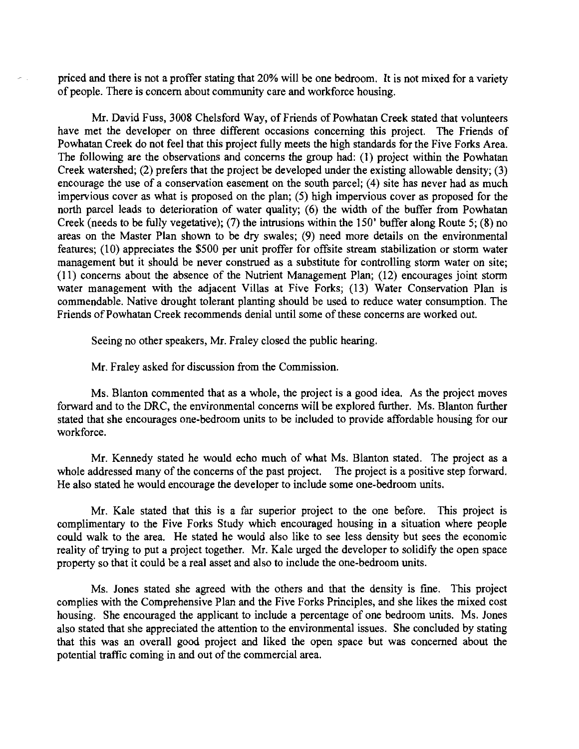priced and there is not a proffer stating that 20% will be one bedroom. It is not mixed for a variety of people. There is concern about community care and workforce housing.

Mr. David Fuss, 3008 Chelsford Way, of Friends of Powhatan Creek stated that volunteers have met the developer on three different occasions concerning this project. The Friends of Powhatan Creek do not feel that this project fully meets the high standards for the Five Forks Area. The following are the observations and concerns the group had: (1) project within the Powhatan Creek watershed; (2) prefers that the project be developed under the existing allowable density; (3) encourage the use of a conservation easement on the south parcel; (4) site has never had as much impervious cover as what is proposed on the plan; (5) high impervious cover as proposed for the north parcel leads to deterioration of water quality; (6) the width of the buffer from Powhatan Creek (needs to be fully vegetative); (7) the intrusions within the 150' buffer along Route 5; (8) no areas on the Master Plan shown to be dry swales; (9) need more details on the environmental features; (10) appreciates the $500 per unit proffer for offsite stream stabilization or storm water management but it should be never construed as a substitute for controlling storm water on site; (11) concerns about the absence of the Nutrient Management Plan; (12) encourages joint storm water management with the adjacent Villas at Five Forks; (13) Water Conservation Plan is commendable. Native drought tolerant planting should be used to reduce water consumption. The Friends of Powhatan Creek recommends denial until some of these concerns are worked out.

Seeing no other speakers, Mr. Fraley closed the public hearing.

Mr. Fraley asked for discussion from the Commission.

Ms. Blanton commented that as a whole, the project is a good idea. As the project moves forward and to the DRC, the environmental concerns will be explored further. Ms. Blanton further stated that she encourages one-bedroom units to be included to provide affordable housing for our workforce.

Mr. Kennedy stated he would echo much of what Ms. Blanton stated. The project as a whole addressed many of the concerns of the past project. The project is a positive step forward. He also stated he would encourage the developer to include some one-bedroom units.

Mr. Kale stated that this is a far superior project to the one before. This project is complimentary to the Five Forks Study which encouraged housing in a situation where people could walk to the area. He stated he would also like to see less density but sees the economic reality of trying to put a project together. Mr. Kale urged the developer to solidify the open space property so that it could be a real asset and also to include the one-bedroom units.

Ms. Jones stated she agreed with the others and that the density is fine. This project complies with the Comprehensive Plan and the Five Forks Principles, and she likes the mixed cost housing. She encouraged the applicant to include a percentage of one bedroom units. Ms. Jones also stated that she appreciated the attention to the environmental issues. She concluded by stating that this was an overall good project and liked the open space but was concerned about the potential traffic coming in and out of the commercial area.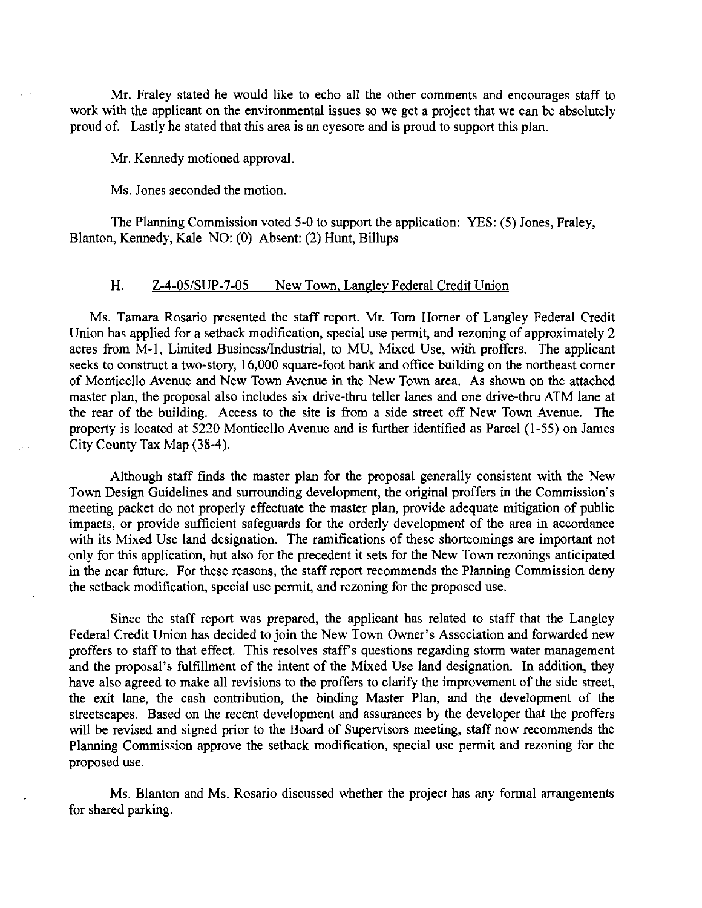Mr. Fraley stated he would like to echo all the other comments and encourages staff to work with the applicant on the environmental issues so we get a project that we can be absolutely proud of. Lastly he stated that this area is an eyesore and is proud to support this plan.

Mr. Kennedy motioned approval.

Ms. Jones seconded the motion.

The Planning Commission voted 5-0 to support the application: YES: (5) Jones, Fraley, Blanton, Kennedy, Kale NO: (0) Absent: (2) Hunt, Billups

H. Z-4-05/SUP-7-05 New Town, Langley Federal Credit Union

Ms. Tamara Rosario presented the staff report. Mr. Tom Horner of Langley Federal Credit Union has applied for a setback modification, special use permit, and rezoning of approximately 2 acres from M-1, Limited Business/Industrial, to MU, Mixed Use, with proffers. The applicant seeks to construct a two-story, 16,000 square-foot bank and office building on the northeast corner of Monticello Avenue and New Town Avenue in the New Town area. As shown on the attached master plan, the proposal also includes six drive-thru teller lanes and one drive-thru ATM lane at the rear of the building. Access to the site is from a side street off New Town Avenue. The property is located at 5220 Monticello Avenue and is further identified as Parcel (1-55) on James City County Tax Map (38-4).

Although staff finds the master plan for the proposal generally consistent with the New Town Design Guidelines and surrounding development, the original proffers in the Commission's meeting packet do not properly effectuate the master plan, provide adequate mitigation of public impacts, or provide sufficient safeguards for the orderly development of the area in accordance with its Mixed Use land designation. The ramifications of these shortcomings are important not only for this application, but also for the precedent it sets for the New Town rezonings anticipated in the near future. For these reasons, the staff report recommends the Planning Commission deny the setback modification, special use permit, and rezoning for the proposed use.

Since the staff report was prepared, the applicant has related to staff that the Langley Federal Credit Union has decided to join the New Town Owner's Association and forwarded new proffers to staff to that effect. This resolves staff's questions regarding storm water management and the proposal's fulfillment of the intent of the Mixed Use land designation. In addition, they have also agreed to make all revisions to the proffers to clarify the improvement of the side street, the exit lane, the cash contribution, the binding Master Plan, and the development of the streetscapes. Based on the recent development and assurances by the developer that the proffers will be revised and signed prior to the Board of Supervisors meeting, staff now recommends the Planning Commission approve the setback modification, special use permit and rezoning for the proposed use.

Ms. Blanton and Ms. Rosario discussed whether the project has any formal arrangements for shared parking.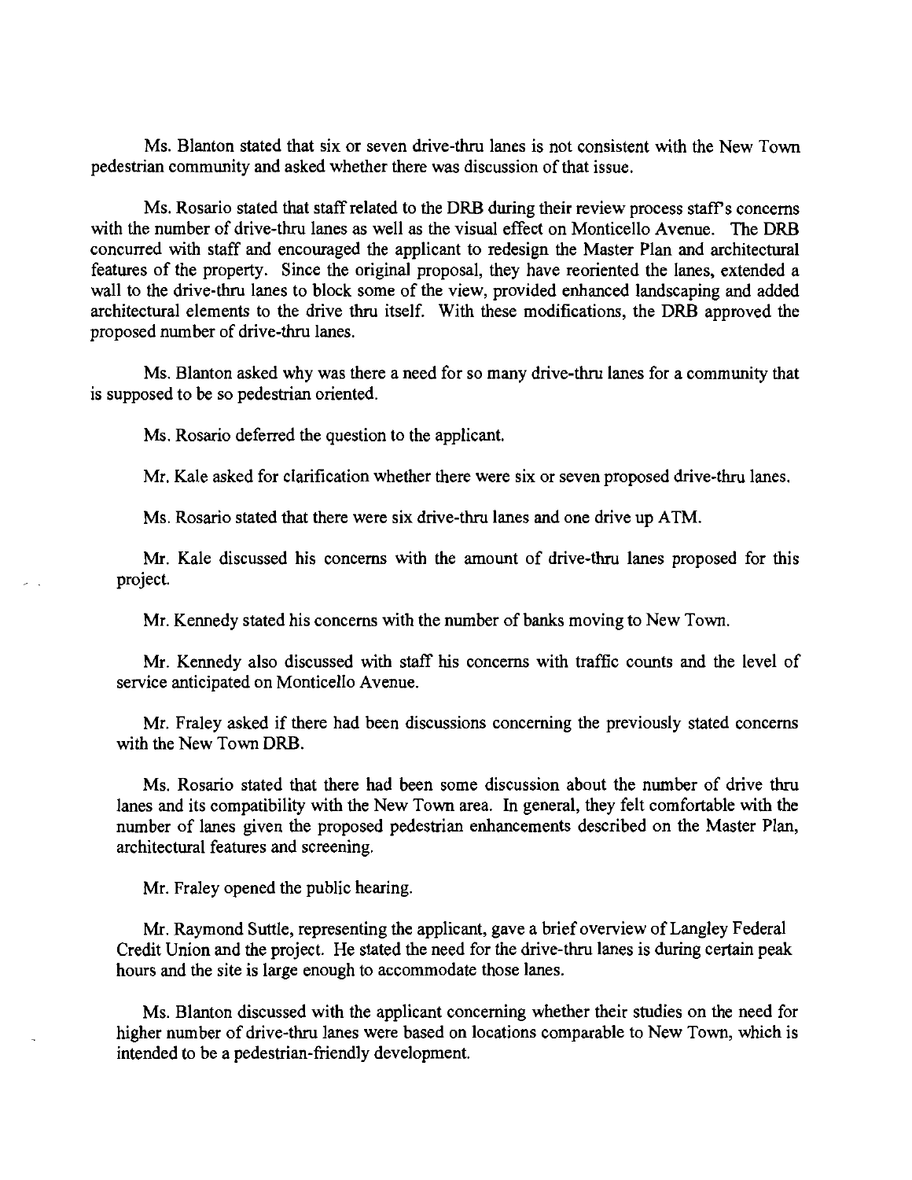Ms. Blanton stated that six or seven drive-thru lanes is not consistent with the New Town pedestrian community and asked whether there was discussion of that issue.

Ms. Rosario stated that staff related to the DRB during their review process staff's concerns with the number of drive-thru lanes as well as the visual effect on Monticello Avenue. The DRB concurred with staff and encouraged the applicant to redesign the Master Plan and architectural features of the property. Since the original proposal, they have reoriented the lanes, extended a wall to the drive-thru lanes to block some of the view, provided enhanced landscaping and added architectural elements to the drive thru itself. With these modifications, the DRB approved the proposed number of drive-thru lanes.

Ms. Blanton asked why was there a need for so many drive-thru lanes for a community that is supposed to be so pedestrian oriented.

Ms. Rosario deferred the question to the applicant.

Mr. Kale asked for clarification whether there were six or seven proposed drive-thru lanes.

Ms. Rosario stated that there were six drive-thru lanes and one drive up ATM.

Mr. Kale discussed his concerns with the amount of drive-thru lanes proposed for this project.

Mr. Kennedy stated his concerns with the number of banks moving to New Town.

Mr. Kennedy also discussed with staff his concerns with traffic counts and the level of service anticipated on Monticello Avenue.

Mr. Fraley asked if there had been discussions concerning the previously stated concerns with the New Town DRB.

Ms. Rosario stated that there had been some discussion about the number of drive thru lanes and its compatibility with the New Town area. In general, they felt comfortable with the number of lanes given the proposed pedestrian enhancements described on the Master Plan, architectural features and screening.

Mr. Fraley opened the public hearing.

Mr. Raymond Suttle, representing the applicant, gave a brief overview of Langley Federal Credit Union and the project. He stated the need for the drive-thru lanes is during certain peak hours and the site is large enough to accommodate those lanes.

Ms. Blanton discussed with the applicant concerning whether their studies on the need for higher number of drive-thru lanes were based on locations comparable to New Town, which is intended to be a pedestrian-friendly development.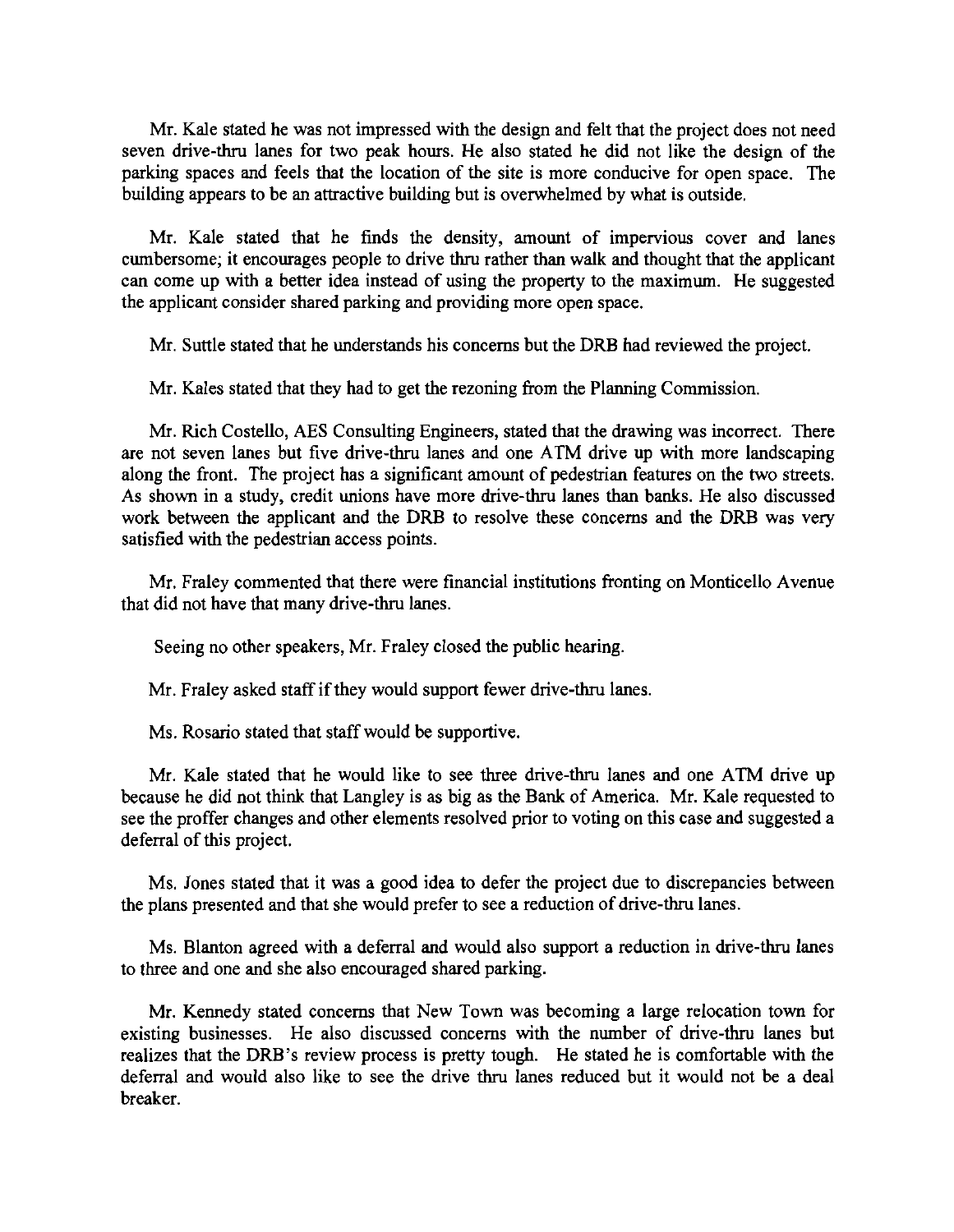Mr. Kale stated he was not impressed with the design and felt that the project does not need seven drive-thru lanes for two peak hours. He also stated he did not like the design of the parking spaces and feels that the location of the site is more conducive for open space. The building appears to be an attractive building but is overwhelmed by what is outside.

Mr. Kale stated that he finds the density, amount of impervious cover and lanes cumbersome; it encourages people to drive thru rather than walk and thought that the applicant can come up with a better idea instead of using the property to the maximum. He suggested the applicant consider shared parking and providing more open space.

Mr. Suttle stated that he understands his concerns but the DRB had reviewed the project.

Mr. Kales stated that they had to get the rezoning from the Planning Commission.

Mr. Rich Costello, AES Consulting Engineers, stated that the drawing was incorrect. There are not seven lanes but five drive-thru lanes and one ATM drive up with more landscaping along the front. The project has a significant amount of pedestrian features on the two streets. As shown in a study, credit unions have more drive-thru lanes than banks. He also discussed work between the applicant and the DRB to resolve these concerns and the DRB was very satisfied with the pedestrian access points.

Mr. Fraley commented that there were financial institutions fronting on Monticello Avenue that did not have that many drive-thru lanes.

Seeing no other speakers, Mr. Fraley closed the public hearing.

Mr. Fraley asked staff if they would support fewer drive-thru lanes.

Ms. Rosario stated that staff would be supportive.

Mr. Kale stated that he would like to see three drive-thru lanes and one ATM drive up because he did not think that Langley is as big as the Bank of America. Mr. Kale requested to see the proffer changes and other elements resolved prior to voting on this case and suggested a deferral of this project.

Ms. Jones stated that it was a good idea to defer the project due to discrepancies between the plans presented and that she would prefer to see a reduction of drive-thru lanes.

Ms. Blanton agreed with a deferral and would also support a reduction in drive-thru lanes to three and one and she also encouraged shared parking.

Mr. Kennedy stated concerns that New Town was becoming a large relocation town for existing businesses. He also discussed concerns with the number of drive-thru lanes but realizes that the DRB's review process is pretty tough. He stated he is comfortable with the deferral and would also like to see the drive thru lanes reduced but it would not be a deal breaker.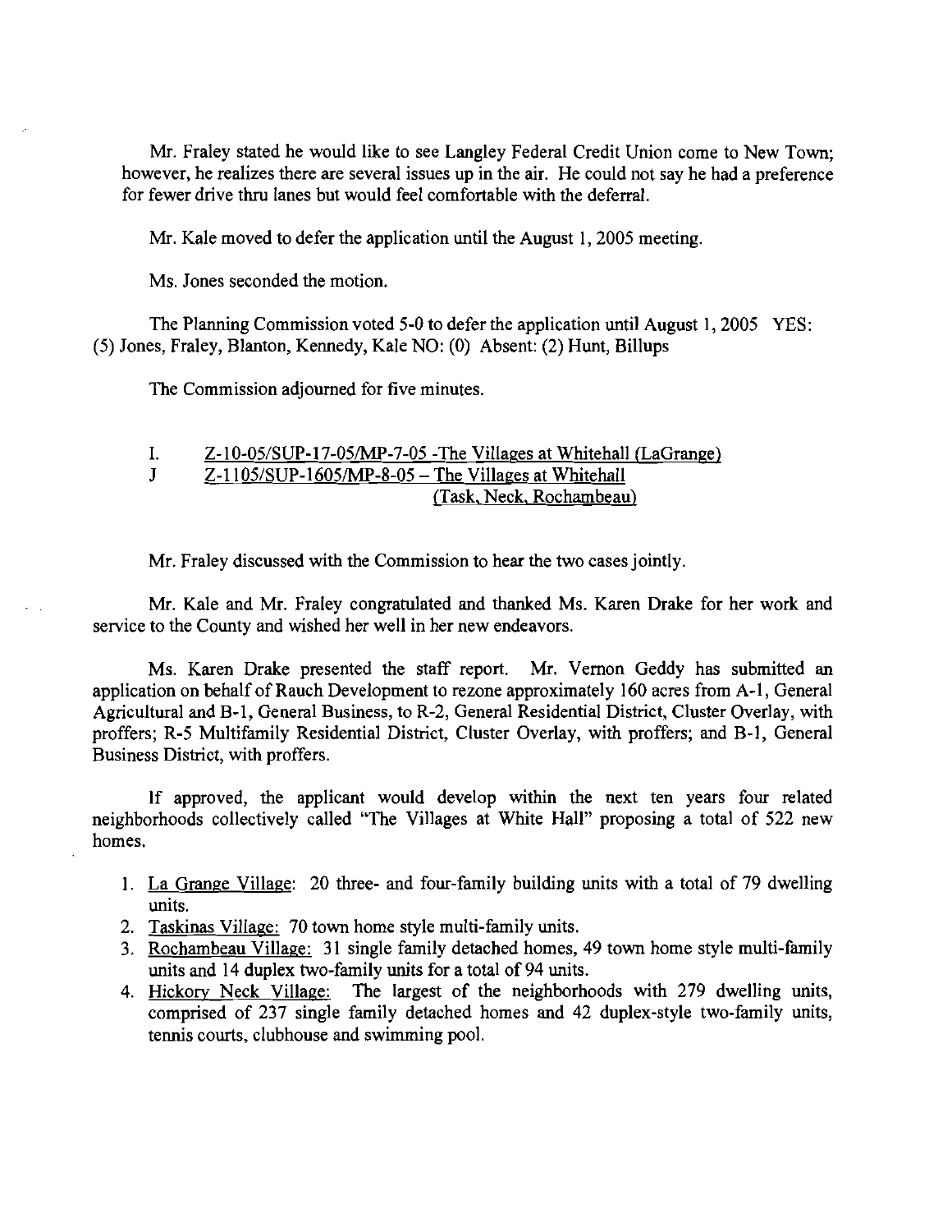Mr. Fraley stated he would like to see Langley Federal Credit Union come to New Town; however, he realizes there are several issues up in the air. He could not say he had a preference for fewer drive thru lanes but would feel comfortable with the deferral.

Mr. Kale moved to defer the application until the August 1, 2005 meeting.

Ms. Jones seconded the motion.

The Planning Commission voted 5-0 to defer the application until August 1, 2005 YES: (5) Jones, Fraley, Blanton, Kennedy, Kale NO: (0) Absent: (2) Hunt, Billups

The Commission adjourned for five minutes.

I. Z-10-05/SUP-17-05/MP-7-05 -The Villages at Whitehall (LaGrange)
J Z-1105/SUP-1605/MP-8-05 – The Villages at Whitehall (Task, Neck, Rochambeau)

Mr. Fraley discussed with the Commission to hear the two cases jointly.

Mr. Kale and Mr. Fraley congratulated and thanked Ms. Karen Drake for her work and service to the County and wished her well in her new endeavors.

Ms. Karen Drake presented the staff report. Mr. Vernon Geddy has submitted an application on behalf of Rauch Development to rezone approximately 160 acres from A-1, General Agricultural and B-1, General Business, to R-2, General Residential District, Cluster Overlay, with proffers; R-5 Multifamily Residential District, Cluster Overlay, with proffers; and B-1, General Business District, with proffers.

If approved, the applicant would develop within the next ten years four related neighborhoods collectively called "The Villages at White Hall" proposing a total of 522 new homes.

1. La Grange Village: 20 three- and four-family building units with a total of 79 dwelling units.
2. Taskinas Village: 70 town home style multi-family units.
3. Rochambeau Village: 31 single family detached homes, 49 town home style multi-family units and 14 duplex two-family units for a total of 94 units.
4. Hickory Neck Village: The largest of the neighborhoods with 279 dwelling units, comprised of 237 single family detached homes and 42 duplex-style two-family units, tennis courts, clubhouse and swimming pool.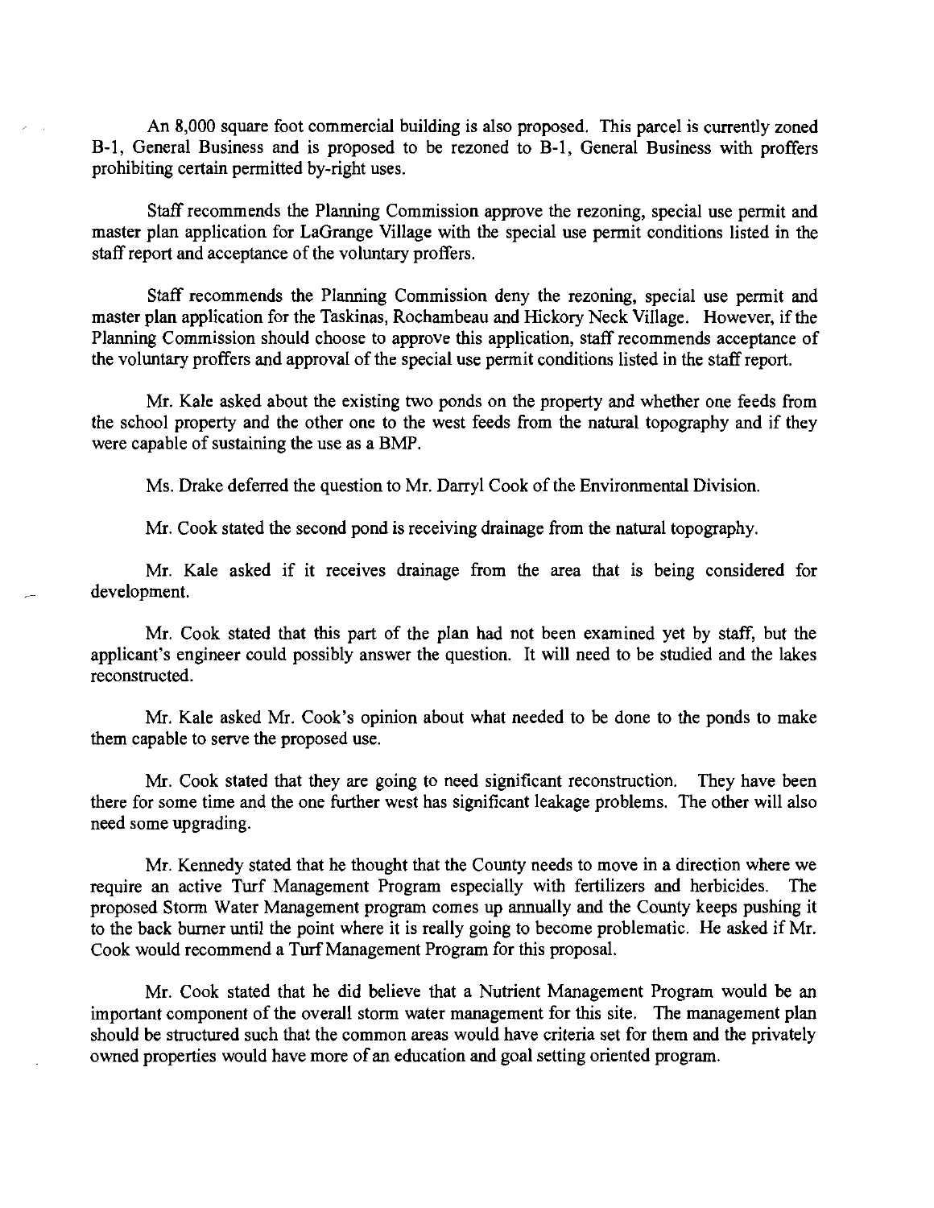An 8,000 square foot commercial building is also proposed. This parcel is currently zoned B-1, General Business and is proposed to be rezoned to B-1, General Business with proffers prohibiting certain permitted by-right uses.

Staff recommends the Planning Commission approve the rezoning, special use permit and master plan application for LaGrange Village with the special use permit conditions listed in the staff report and acceptance of the voluntary proffers.

Staff recommends the Planning Commission deny the rezoning, special use permit and master plan application for the Taskinas, Rochambeau and Hickory Neck Village. However, if the Planning Commission should choose to approve this application, staff recommends acceptance of the voluntary proffers and approval of the special use permit conditions listed in the staff report.

Mr. Kale asked about the existing two ponds on the property and whether one feeds from the school property and the other one to the west feeds from the natural topography and if they were capable of sustaining the use as a BMP.

Ms. Drake deferred the question to Mr. Darryl Cook of the Environmental Division.

Mr. Cook stated the second pond is receiving drainage from the natural topography.

Mr. Kale asked if it receives drainage from the area that is being considered for development.

Mr. Cook stated that this part of the plan had not been examined yet by staff, but the applicant's engineer could possibly answer the question. It will need to be studied and the lakes reconstructed.

Mr. Kale asked Mr. Cook's opinion about what needed to be done to the ponds to make them capable to serve the proposed use.

Mr. Cook stated that they are going to need significant reconstruction. They have been there for some time and the one further west has significant leakage problems. The other will also need some upgrading.

Mr. Kennedy stated that he thought that the County needs to move in a direction where we require an active Turf Management Program especially with fertilizers and herbicides. The proposed Storm Water Management program comes up annually and the County keeps pushing it to the back burner until the point where it is really going to become problematic. He asked if Mr. Cook would recommend a Turf Management Program for this proposal.

Mr. Cook stated that he did believe that a Nutrient Management Program would be an important component of the overall storm water management for this site. The management plan should be structured such that the common areas would have criteria set for them and the privately owned properties would have more of an education and goal setting oriented program.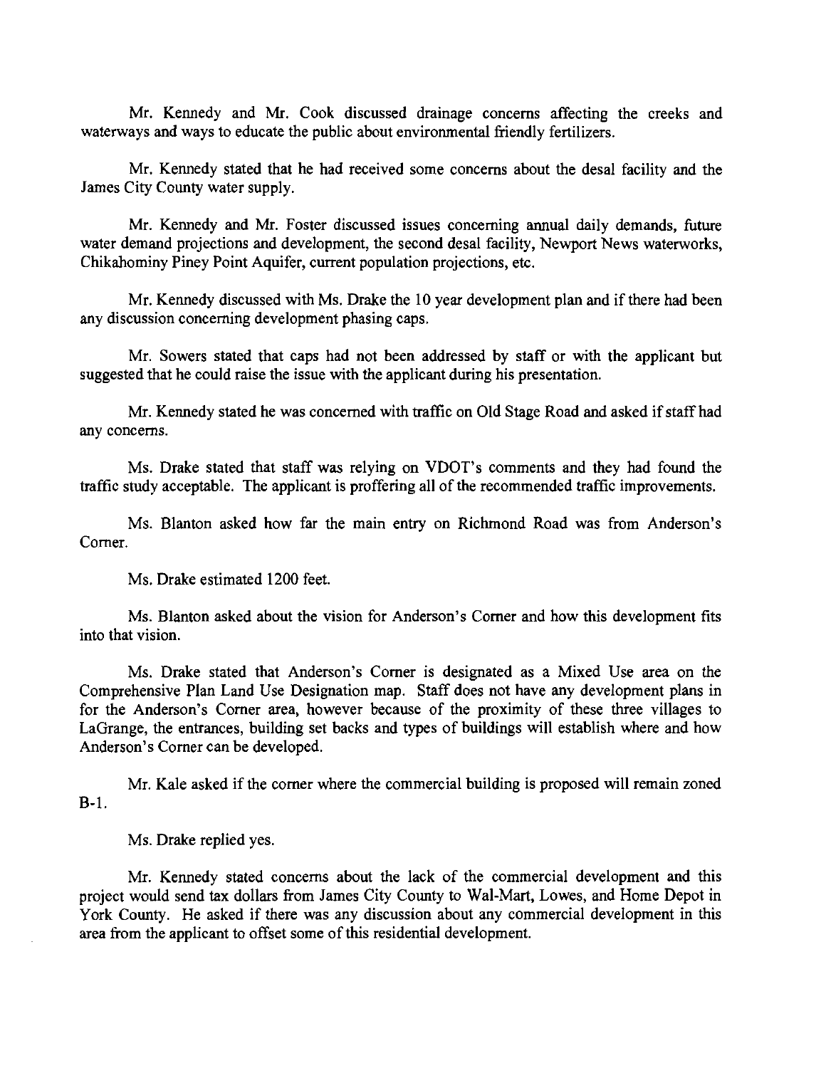Mr. Kennedy and Mr. Cook discussed drainage concerns affecting the creeks and waterways and ways to educate the public about environmental friendly fertilizers.

Mr. Kennedy stated that he had received some concerns about the desal facility and the James City County water supply.

Mr. Kennedy and Mr. Foster discussed issues concerning annual daily demands, future water demand projections and development, the second desal facility, Newport News waterworks, Chikahominy Piney Point Aquifer, current population projections, etc.

Mr. Kennedy discussed with Ms. Drake the 10 year development plan and if there had been any discussion concerning development phasing caps.

Mr. Sowers stated that caps had not been addressed by staff or with the applicant but suggested that he could raise the issue with the applicant during his presentation.

Mr. Kennedy stated he was concerned with traffic on Old Stage Road and asked if staff had any concerns.

Ms. Drake stated that staff was relying on VDOT's comments and they had found the traffic study acceptable. The applicant is proffering all of the recommended traffic improvements.

Ms. Blanton asked how far the main entry on Richmond Road was from Anderson's Corner.

Ms. Drake estimated 1200 feet.

Ms. Blanton asked about the vision for Anderson's Corner and how this development fits into that vision.

Ms. Drake stated that Anderson's Corner is designated as a Mixed Use area on the Comprehensive Plan Land Use Designation map. Staff does not have any development plans in for the Anderson's Corner area, however because of the proximity of these three villages to LaGrange, the entrances, building set backs and types of buildings will establish where and how Anderson's Corner can be developed.

Mr. Kale asked if the corner where the commercial building is proposed will remain zoned B-1.

Ms. Drake replied yes.

Mr. Kennedy stated concerns about the lack of the commercial development and this project would send tax dollars from James City County to Wal-Mart, Lowes, and Home Depot in York County. He asked if there was any discussion about any commercial development in this area from the applicant to offset some of this residential development.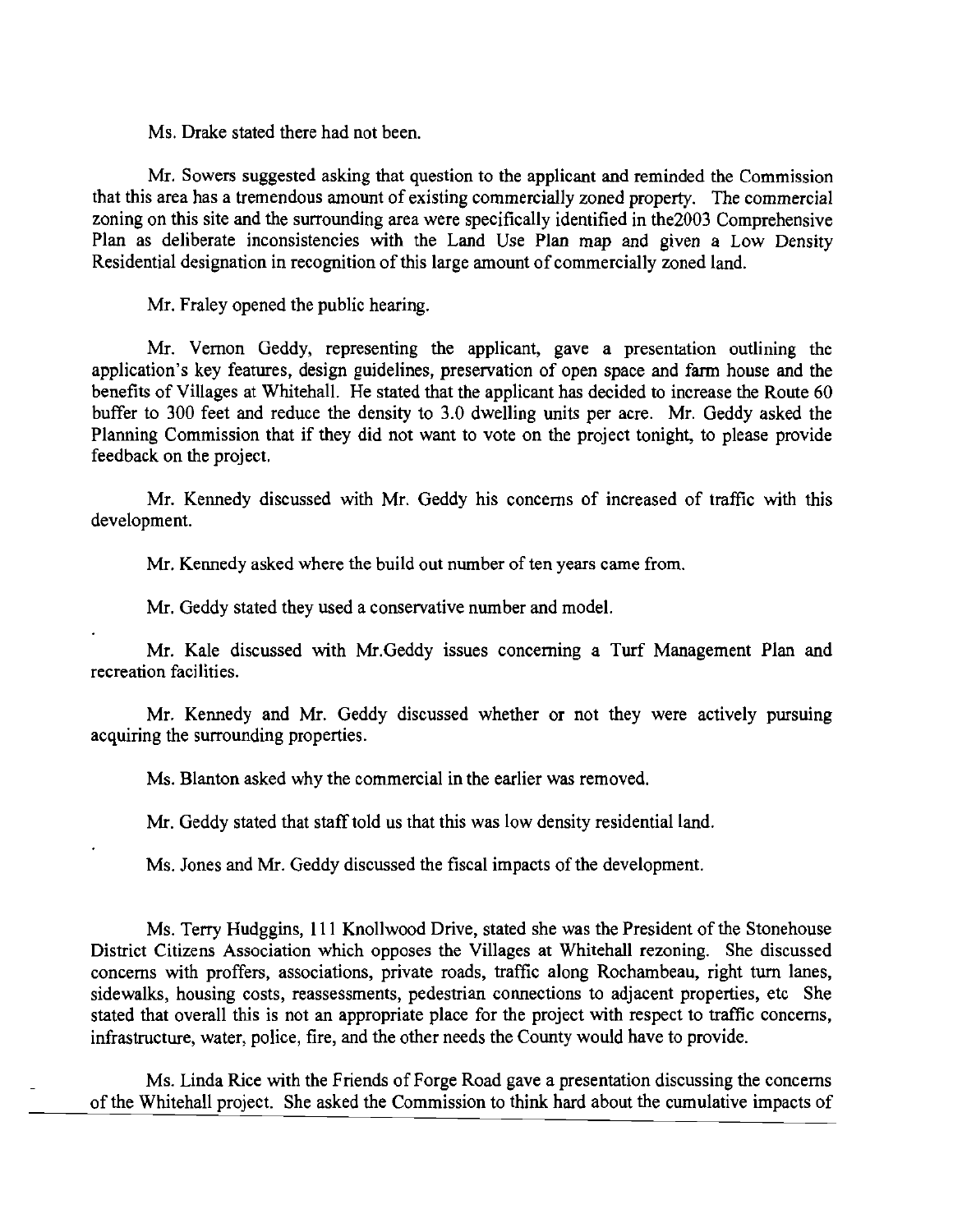Ms. Drake stated there had not been.

Mr. Sowers suggested asking that question to the applicant and reminded the Commission that this area has a tremendous amount of existing commercially zoned property. The commercial zoning on this site and the surrounding area were specifically identified in the2003 Comprehensive Plan as deliberate inconsistencies with the Land Use Plan map and given a Low Density Residential designation in recognition of this large amount of commercially zoned land.

Mr. Fraley opened the public hearing.

Mr. Vernon Geddy, representing the applicant, gave a presentation outlining the application's key features, design guidelines, preservation of open space and farm house and the benefits of Villages at Whitehall. He stated that the applicant has decided to increase the Route 60 buffer to 300 feet and reduce the density to 3.0 dwelling units per acre. Mr. Geddy asked the Planning Commission that if they did not want to vote on the project tonight, to please provide feedback on the project.

Mr. Kennedy discussed with Mr. Geddy his concerns of increased of traffic with this development.

Mr. Kennedy asked where the build out number of ten years came from.

Mr. Geddy stated they used a conservative number and model.

Mr. Kale discussed with Mr.Geddy issues concerning a Turf Management Plan and recreation facilities.

Mr. Kennedy and Mr. Geddy discussed whether or not they were actively pursuing acquiring the surrounding properties.

Ms. Blanton asked why the commercial in the earlier was removed.

Mr. Geddy stated that staff told us that this was low density residential land.

Ms. Jones and Mr. Geddy discussed the fiscal impacts of the development.

Ms. Terry Hudggins, 111 Knollwood Drive, stated she was the President of the Stonehouse District Citizens Association which opposes the Villages at Whitehall rezoning. She discussed concerns with proffers, associations, private roads, traffic along Rochambeau, right turn lanes, sidewalks, housing costs, reassessments, pedestrian connections to adjacent properties, etc She stated that overall this is not an appropriate place for the project with respect to traffic concerns, infrastructure, water, police, fire, and the other needs the County would have to provide.

Ms. Linda Rice with the Friends of Forge Road gave a presentation discussing the concerns of the Whitehall project. She asked the Commission to think hard about the cumulative impacts of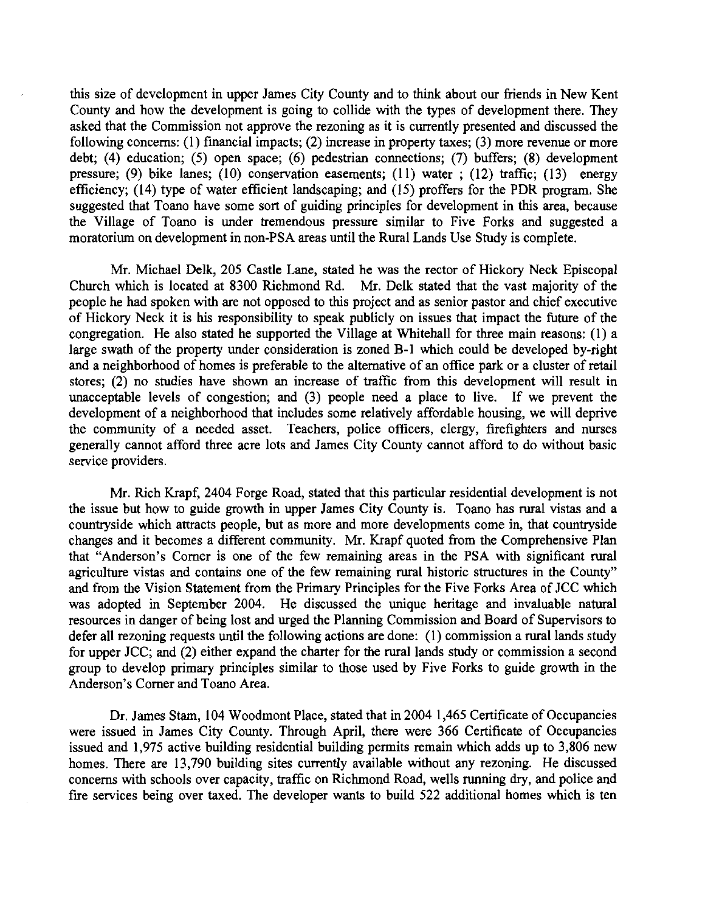this size of development in upper James City County and to think about our friends in New Kent County and how the development is going to collide with the types of development there. They asked that the Commission not approve the rezoning as it is currently presented and discussed the following concerns: (1) financial impacts; (2) increase in property taxes; (3) more revenue or more debt; (4) education; (5) open space; (6) pedestrian connections; (7) buffers; (8) development pressure; (9) bike lanes; (10) conservation easements; (11) water ; (12) traffic; (13) energy efficiency; (14) type of water efficient landscaping; and (15) proffers for the PDR program. She suggested that Toano have some sort of guiding principles for development in this area, because the Village of Toano is under tremendous pressure similar to Five Forks and suggested a moratorium on development in non-PSA areas until the Rural Lands Use Study is complete.

Mr. Michael Delk, 205 Castle Lane, stated he was the rector of Hickory Neck Episcopal Church which is located at 8300 Richmond Rd. Mr. Delk stated that the vast majority of the people he had spoken with are not opposed to this project and as senior pastor and chief executive of Hickory Neck it is his responsibility to speak publicly on issues that impact the future of the congregation. He also stated he supported the Village at Whitehall for three main reasons: (1) a large swath of the property under consideration is zoned B-1 which could be developed by-right and a neighborhood of homes is preferable to the alternative of an office park or a cluster of retail stores; (2) no studies have shown an increase of traffic from this development will result in unacceptable levels of congestion; and (3) people need a place to live. If we prevent the development of a neighborhood that includes some relatively affordable housing, we will deprive the community of a needed asset. Teachers, police officers, clergy, firefighters and nurses generally cannot afford three acre lots and James City County cannot afford to do without basic service providers.

Mr. Rich Krapf, 2404 Forge Road, stated that this particular residential development is not the issue but how to guide growth in upper James City County is. Toano has rural vistas and a countryside which attracts people, but as more and more developments come in, that countryside changes and it becomes a different community. Mr. Krapf quoted from the Comprehensive Plan that "Anderson's Corner is one of the few remaining areas in the PSA with significant rural agriculture vistas and contains one of the few remaining rural historic structures in the County" and from the Vision Statement from the Primary Principles for the Five Forks Area of JCC which was adopted in September 2004. He discussed the unique heritage and invaluable natural resources in danger of being lost and urged the Planning Commission and Board of Supervisors to defer all rezoning requests until the following actions are done: (1) commission a rural lands study for upper JCC; and (2) either expand the charter for the rural lands study or commission a second group to develop primary principles similar to those used by Five Forks to guide growth in the Anderson's Corner and Toano Area.

Dr. James Stam, 104 Woodmont Place, stated that in 2004 1,465 Certificate of Occupancies were issued in James City County. Through April, there were 366 Certificate of Occupancies issued and 1,975 active building residential building permits remain which adds up to 3,806 new homes. There are 13,790 building sites currently available without any rezoning. He discussed concerns with schools over capacity, traffic on Richmond Road, wells running dry, and police and fire services being over taxed. The developer wants to build 522 additional homes which is ten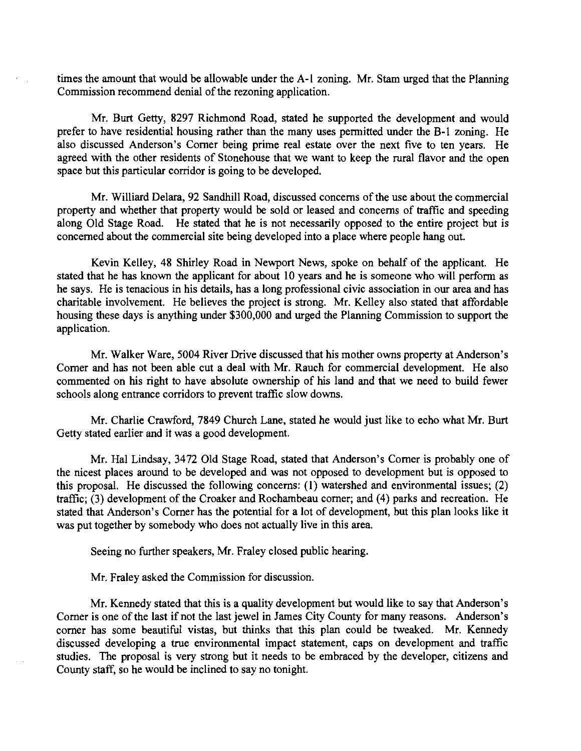times the amount that would be allowable under the A-1 zoning. Mr. Stam urged that the Planning Commission recommend denial of the rezoning application.

Mr. Burt Getty, 8297 Richmond Road, stated he supported the development and would prefer to have residential housing rather than the many uses permitted under the B-1 zoning. He also discussed Anderson's Corner being prime real estate over the next five to ten years. He agreed with the other residents of Stonehouse that we want to keep the rural flavor and the open space but this particular corridor is going to be developed.

Mr. Williard Delara, 92 Sandhill Road, discussed concerns of the use about the commercial property and whether that property would be sold or leased and concerns of traffic and speeding along Old Stage Road. He stated that he is not necessarily opposed to the entire project but is concerned about the commercial site being developed into a place where people hang out.

Kevin Kelley, 48 Shirley Road in Newport News, spoke on behalf of the applicant. He stated that he has known the applicant for about 10 years and he is someone who will perform as he says. He is tenacious in his details, has a long professional civic association in our area and has charitable involvement. He believes the project is strong. Mr. Kelley also stated that affordable housing these days is anything under $300,000 and urged the Planning Commission to support the application.

Mr. Walker Ware, 5004 River Drive discussed that his mother owns property at Anderson's Corner and has not been able cut a deal with Mr. Rauch for commercial development. He also commented on his right to have absolute ownership of his land and that we need to build fewer schools along entrance corridors to prevent traffic slow downs.

Mr. Charlie Crawford, 7849 Church Lane, stated he would just like to echo what Mr. Burt Getty stated earlier and it was a good development.

Mr. Hal Lindsay, 3472 Old Stage Road, stated that Anderson's Corner is probably one of the nicest places around to be developed and was not opposed to development but is opposed to this proposal. He discussed the following concerns: (1) watershed and environmental issues; (2) traffic; (3) development of the Croaker and Rochambeau corner; and (4) parks and recreation. He stated that Anderson's Corner has the potential for a lot of development, but this plan looks like it was put together by somebody who does not actually live in this area.

Seeing no further speakers, Mr. Fraley closed public hearing.

Mr. Fraley asked the Commission for discussion.

Mr. Kennedy stated that this is a quality development but would like to say that Anderson's Corner is one of the last if not the last jewel in James City County for many reasons. Anderson's corner has some beautiful vistas, but thinks that this plan could be tweaked. Mr. Kennedy discussed developing a true environmental impact statement, caps on development and traffic studies. The proposal is very strong but it needs to be embraced by the developer, citizens and County staff, so he would be inclined to say no tonight.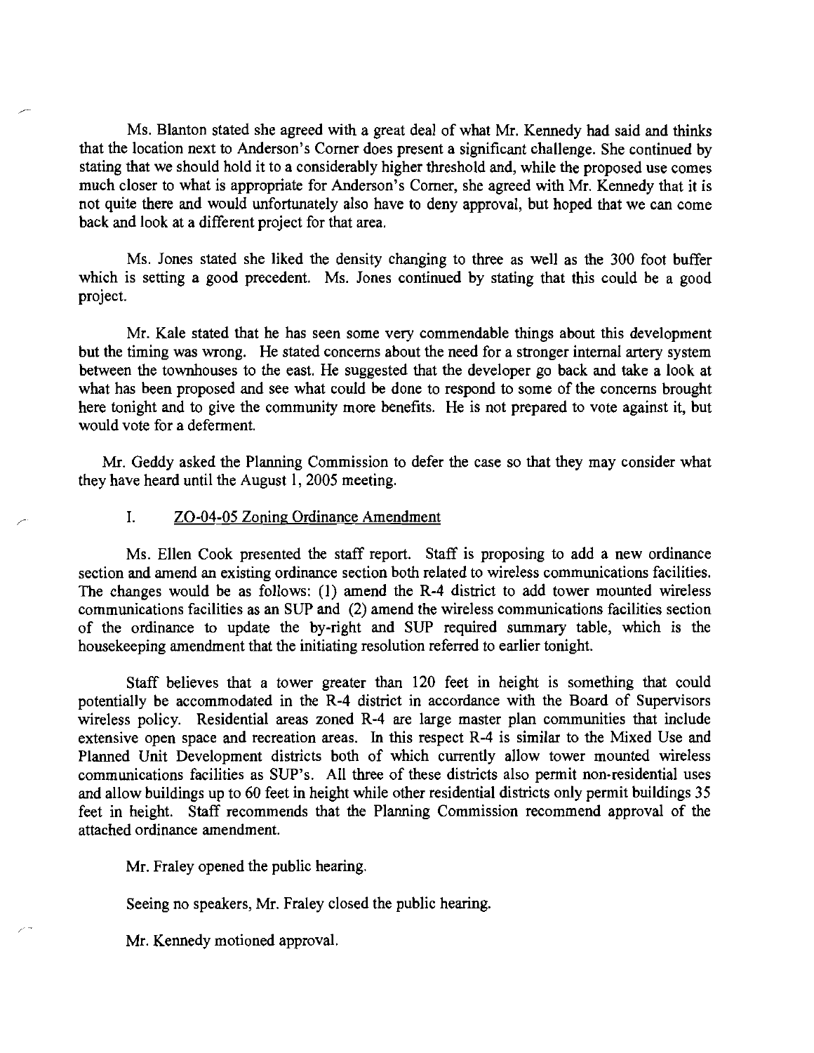Ms. Blanton stated she agreed with a great deal of what Mr. Kennedy had said and thinks that the location next to Anderson's Corner does present a significant challenge. She continued by stating that we should hold it to a considerably higher threshold and, while the proposed use comes much closer to what is appropriate for Anderson's Corner, she agreed with Mr. Kennedy that it is not quite there and would unfortunately also have to deny approval, but hoped that we can come back and look at a different project for that area.

Ms. Jones stated she liked the density changing to three as well as the 300 foot buffer which is setting a good precedent. Ms. Jones continued by stating that this could be a good project.

Mr. Kale stated that he has seen some very commendable things about this development but the timing was wrong. He stated concerns about the need for a stronger internal artery system between the townhouses to the east. He suggested that the developer go back and take a look at what has been proposed and see what could be done to respond to some of the concerns brought here tonight and to give the community more benefits. He is not prepared to vote against it, but would vote for a deferment.

Mr. Geddy asked the Planning Commission to defer the case so that they may consider what they have heard until the August 1, 2005 meeting.

I. ZO-04-05 Zoning Ordinance Amendment

Ms. Ellen Cook presented the staff report. Staff is proposing to add a new ordinance section and amend an existing ordinance section both related to wireless communications facilities. The changes would be as follows: (1) amend the R-4 district to add tower mounted wireless communications facilities as an SUP and (2) amend the wireless communications facilities section of the ordinance to update the by-right and SUP required summary table, which is the housekeeping amendment that the initiating resolution referred to earlier tonight.

Staff believes that a tower greater than 120 feet in height is something that could potentially be accommodated in the R-4 district in accordance with the Board of Supervisors wireless policy. Residential areas zoned R-4 are large master plan communities that include extensive open space and recreation areas. In this respect R-4 is similar to the Mixed Use and Planned Unit Development districts both of which currently allow tower mounted wireless communications facilities as SUP's. All three of these districts also permit non-residential uses and allow buildings up to 60 feet in height while other residential districts only permit buildings 35 feet in height. Staff recommends that the Planning Commission recommend approval of the attached ordinance amendment.

Mr. Fraley opened the public hearing.

Seeing no speakers, Mr. Fraley closed the public hearing.

Mr. Kennedy motioned approval.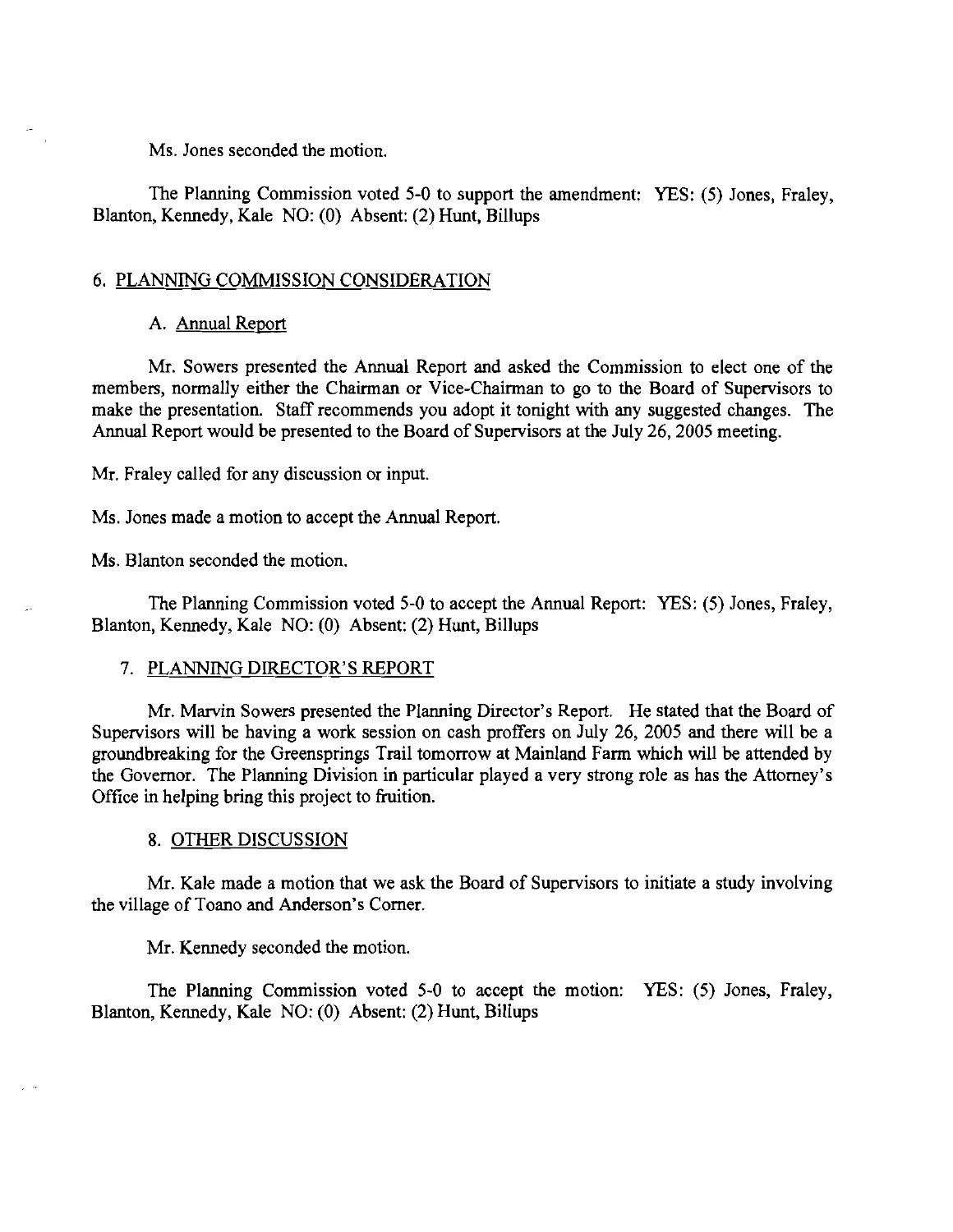Ms. Jones seconded the motion.

The Planning Commission voted 5-0 to support the amendment: YES: (5) Jones, Fraley, Blanton, Kennedy, Kale NO: (0) Absent: (2) Hunt, Billups

## 6. PLANNING COMMISSION CONSIDERATION

### A. Annual Report

Mr. Sowers presented the Annual Report and asked the Commission to elect one of the members, normally either the Chairman or Vice-Chairman to go to the Board of Supervisors to make the presentation. Staff recommends you adopt it tonight with any suggested changes. The Annual Report would be presented to the Board of Supervisors at the July 26, 2005 meeting.

Mr. Fraley called for any discussion or input.

Ms. Jones made a motion to accept the Annual Report.

Ms. Blanton seconded the motion.

The Planning Commission voted 5-0 to accept the Annual Report: YES: (5) Jones, Fraley, Blanton, Kennedy, Kale NO: (0) Absent: (2) Hunt, Billups

## 7. PLANNING DIRECTOR'S REPORT

Mr. Marvin Sowers presented the Planning Director's Report. He stated that the Board of Supervisors will be having a work session on cash proffers on July 26, 2005 and there will be a groundbreaking for the Greensprings Trail tomorrow at Mainland Farm which will be attended by the Governor. The Planning Division in particular played a very strong role as has the Attorney's Office in helping bring this project to fruition.

## 8. OTHER DISCUSSION

Mr. Kale made a motion that we ask the Board of Supervisors to initiate a study involving the village of Toano and Anderson's Corner.

Mr. Kennedy seconded the motion.

The Planning Commission voted 5-0 to accept the motion: YES: (5) Jones, Fraley, Blanton, Kennedy, Kale NO: (0) Absent: (2) Hunt, Billups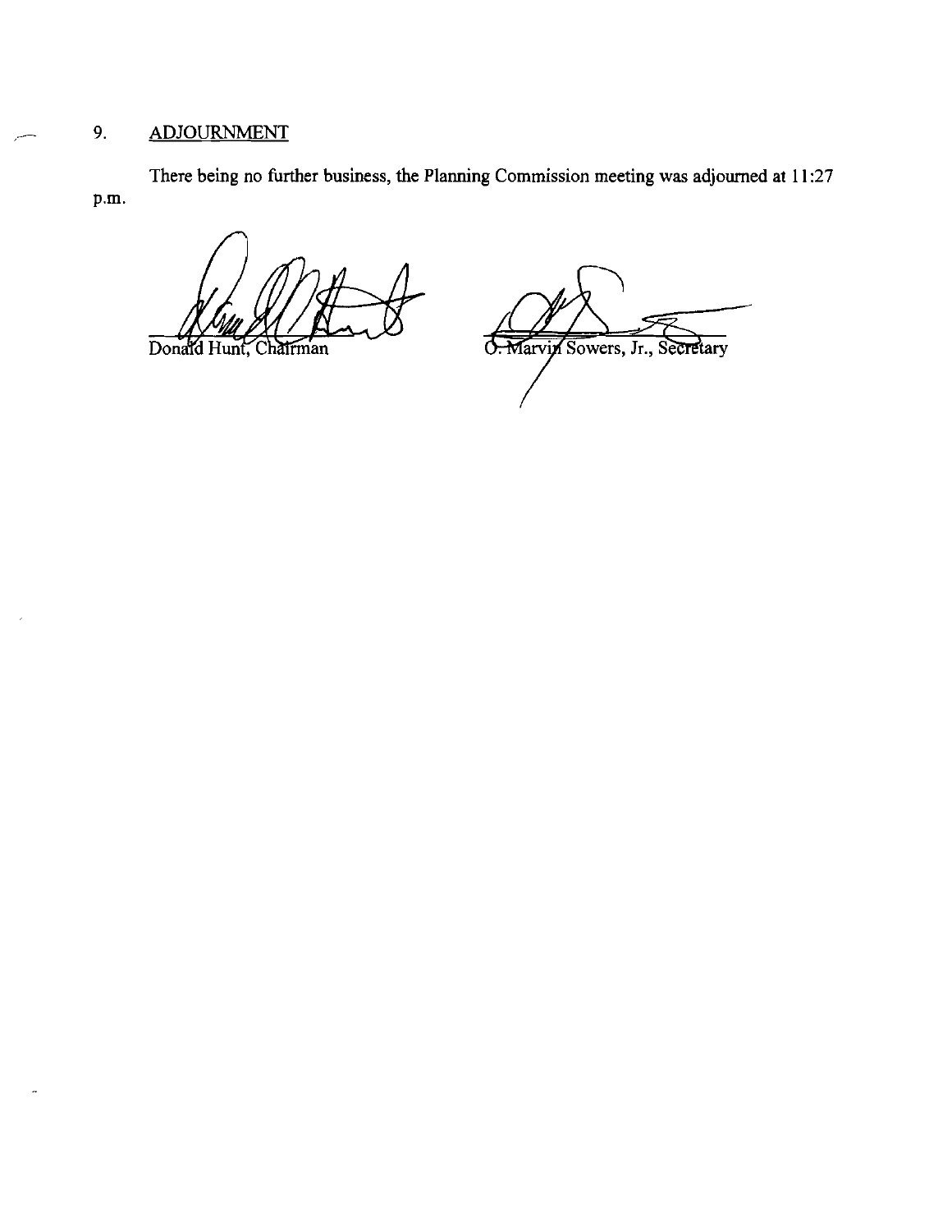## 9. ADJOURNMENT

There being no further business, the Planning Commission meeting was adjourned at 11:27 p.m.

Donald Hunt, Chairman

O. Marvin Sowers, Jr., Secretary